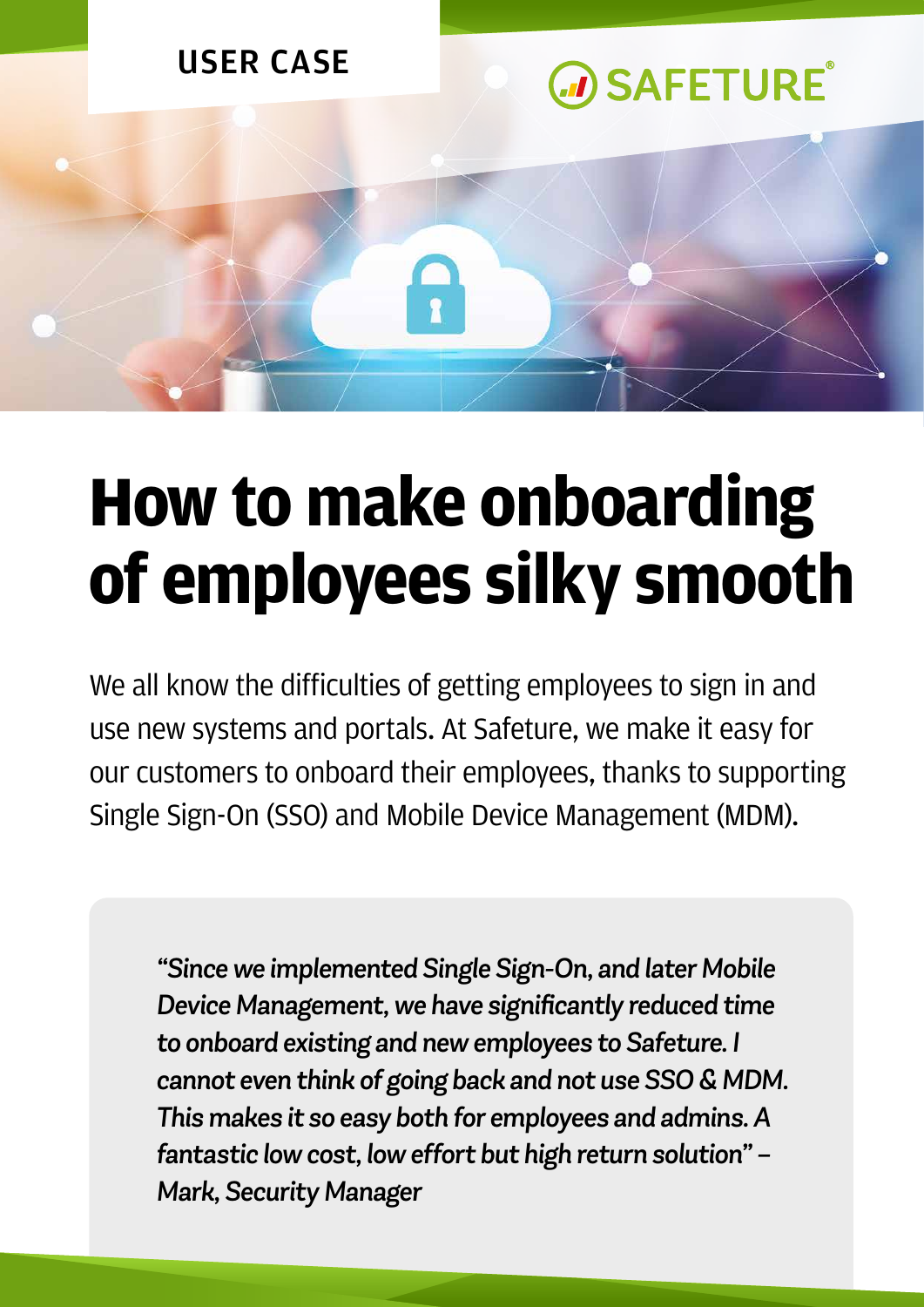USER CASE

SAFETURE®

# How to make onboarding of employees silky smooth

We all know the difficulties of getting employees to sign in and use new systems and portals. At Safeture, we make it easy for our customers to onboard their employees, thanks to supporting Single Sign-On (SSO) and Mobile Device Management (MDM).

> *"Since we implemented Single Sign-On, and later Mobile Device Management, we have significantly reduced time to onboard existing and new employees to Safeture. I cannot even think of going back and not use SSO & MDM. This makes it so easy both for employees and admins. A fantastic low cost, low effort but high return solution" – Mark, Security Manager*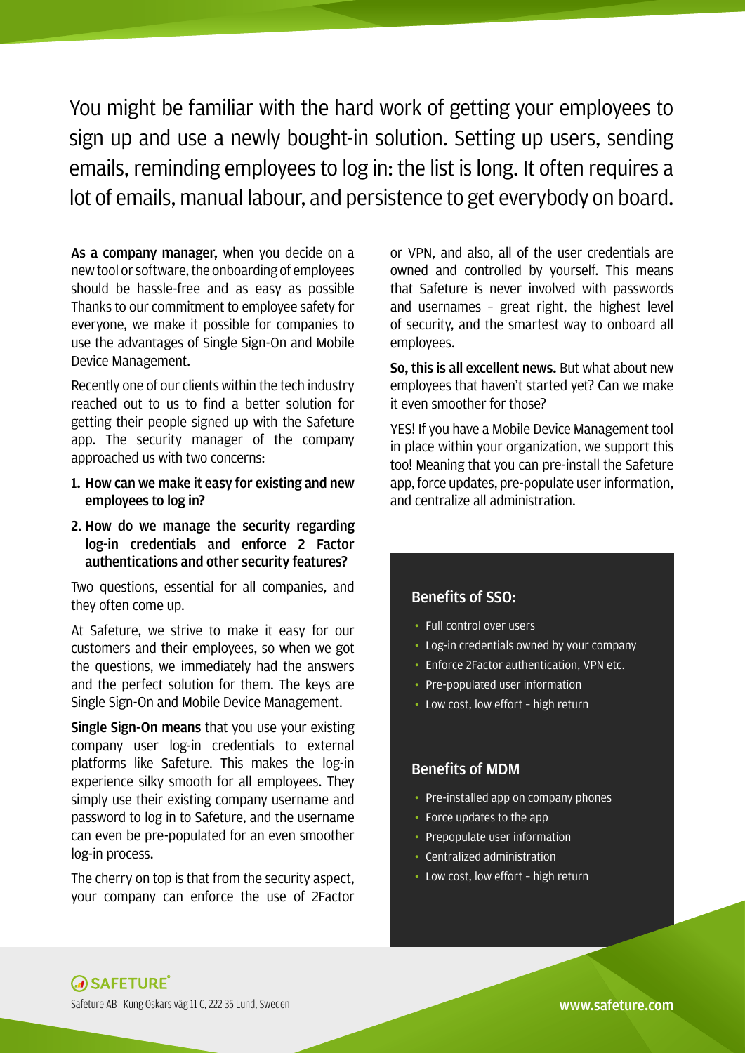You might be familiar with the hard work of getting your employees to sign up and use a newly bought-in solution. Setting up users, sending emails, reminding employees to log in: the list is long. It often requires a lot of emails, manual labour, and persistence to get everybody on board.

**As a company manager,** when you decide on a new tool or software, the onboarding of employees should be hassle-free and as easy as possible Thanks to our commitment to employee safety for everyone, we make it possible for companies to use the advantages of Single Sign-On and Mobile Device Management.

Recently one of our clients within the tech industry reached out to us to find a better solution for getting their people signed up with the Safeture app. The security manager of the company approached us with two concerns:

1. **How can we make it easy for existing and new employees to log in?**
2. **How do we manage the security regarding log-in credentials and enforce 2 Factor authentications and other security features?**

Two questions, essential for all companies, and they often come up.

At Safeture, we strive to make it easy for our customers and their employees, so when we got the questions, we immediately had the answers and the perfect solution for them. The keys are Single Sign-On and Mobile Device Management.

**Single Sign-On means** that you use your existing company user log-in credentials to external platforms like Safeture. This makes the log-in experience silky smooth for all employees. They simply use their existing company username and password to log in to Safeture, and the username can even be pre-populated for an even smoother log-in process.

The cherry on top is that from the security aspect, your company can enforce the use of 2Factor or VPN, and also, all of the user credentials are owned and controlled by yourself. This means that Safeture is never involved with passwords and usernames – great right, the highest level of security, and the smartest way to onboard all employees.

**So, this is all excellent news.** But what about new employees that haven't started yet? Can we make it even smoother for those?

YES! If you have a Mobile Device Management tool in place within your organization, we support this too! Meaning that you can pre-install the Safeture app, force updates, pre-populate user information, and centralize all administration.

### Benefits of SSO:

- Full control over users
- Log-in credentials owned by your company
- Enforce 2Factor authentication, VPN etc.
- Pre-populated user information
- Low cost, low effort – high return

### Benefits of MDM

- Pre-installed app on company phones
- Force updates to the app
- Prepopulate user information
- Centralized administration
- Low cost, low effort – high return

SAFETURE

Safeture AB Kung Oskars väg 11 C, 222 35 Lund, Sweden

www.safeture.com